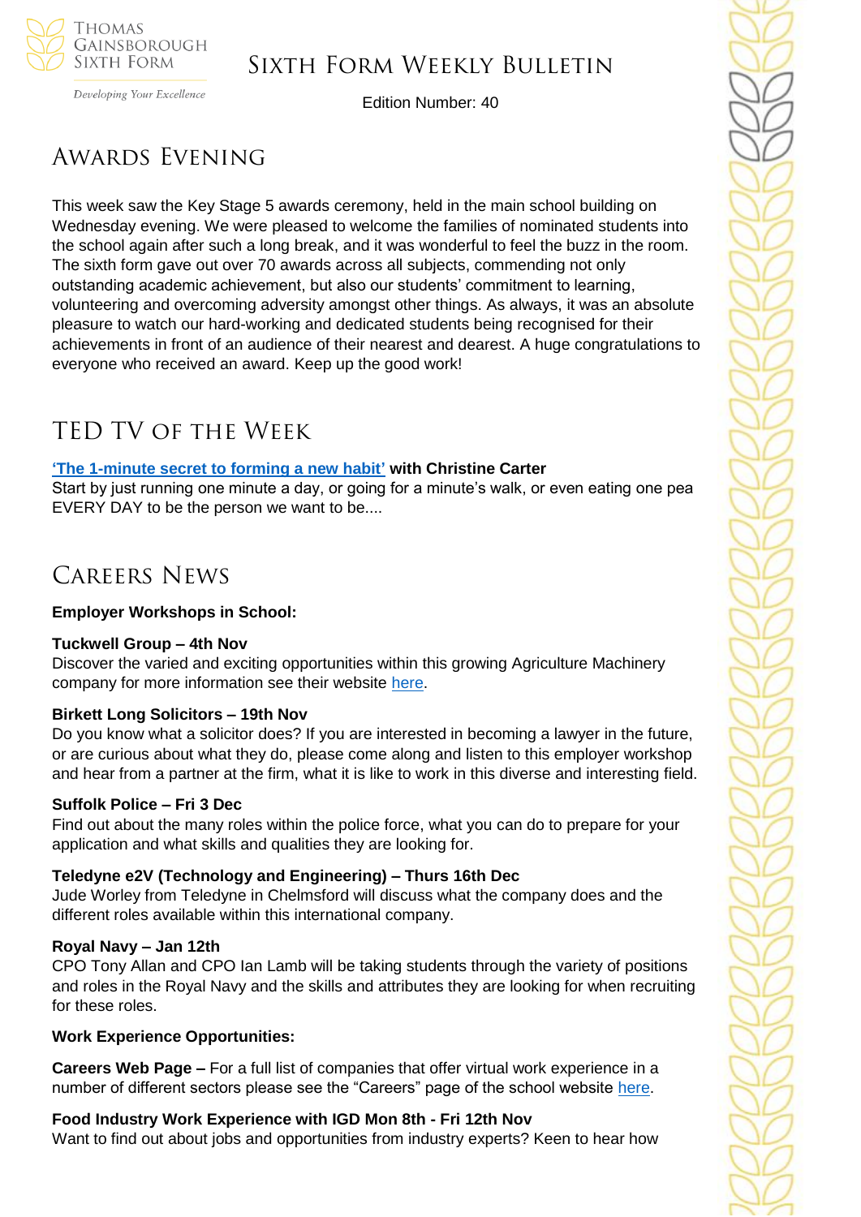# Sixth Form Weekly Bulletin

Edition Number: 40

## Awards Evening

This week saw the Key Stage 5 awards ceremony, held in the main school building on Wednesday evening. We were pleased to welcome the families of nominated students into the school again after such a long break, and it was wonderful to feel the buzz in the room. The sixth form gave out over 70 awards across all subjects, commending not only outstanding academic achievement, but also our students' commitment to learning, volunteering and overcoming adversity amongst other things. As always, it was an absolute pleasure to watch our hard-working and dedicated students being recognised for their achievements in front of an audience of their nearest and dearest. A huge congratulations to everyone who received an award. Keep up the good work!

## TED TV of the Week

**'The 1-minute secret to forming a new habit' with Christine Carter**
Start by just running one minute a day, or going for a minute's walk, or even eating one pea EVERY DAY to be the person we want to be....

## Careers News

**Employer Workshops in School:**

**Tuckwell Group – 4th Nov**
Discover the varied and exciting opportunities within this growing Agriculture Machinery company for more information see their website here.

**Birkett Long Solicitors – 19th Nov**
Do you know what a solicitor does? If you are interested in becoming a lawyer in the future, or are curious about what they do, please come along and listen to this employer workshop and hear from a partner at the firm, what it is like to work in this diverse and interesting field.

**Suffolk Police – Fri 3 Dec**
Find out about the many roles within the police force, what you can do to prepare for your application and what skills and qualities they are looking for.

**Teledyne e2V (Technology and Engineering) – Thurs 16th Dec**
Jude Worley from Teledyne in Chelmsford will discuss what the company does and the different roles available within this international company.

**Royal Navy – Jan 12th**
CPO Tony Allan and CPO Ian Lamb will be taking students through the variety of positions and roles in the Royal Navy and the skills and attributes they are looking for when recruiting for these roles.

**Work Experience Opportunities:**

**Careers Web Page –** For a full list of companies that offer virtual work experience in a number of different sectors please see the "Careers" page of the school website here.

**Food Industry Work Experience with IGD Mon 8th - Fri 12th Nov**
Want to find out about jobs and opportunities from industry experts? Keen to hear how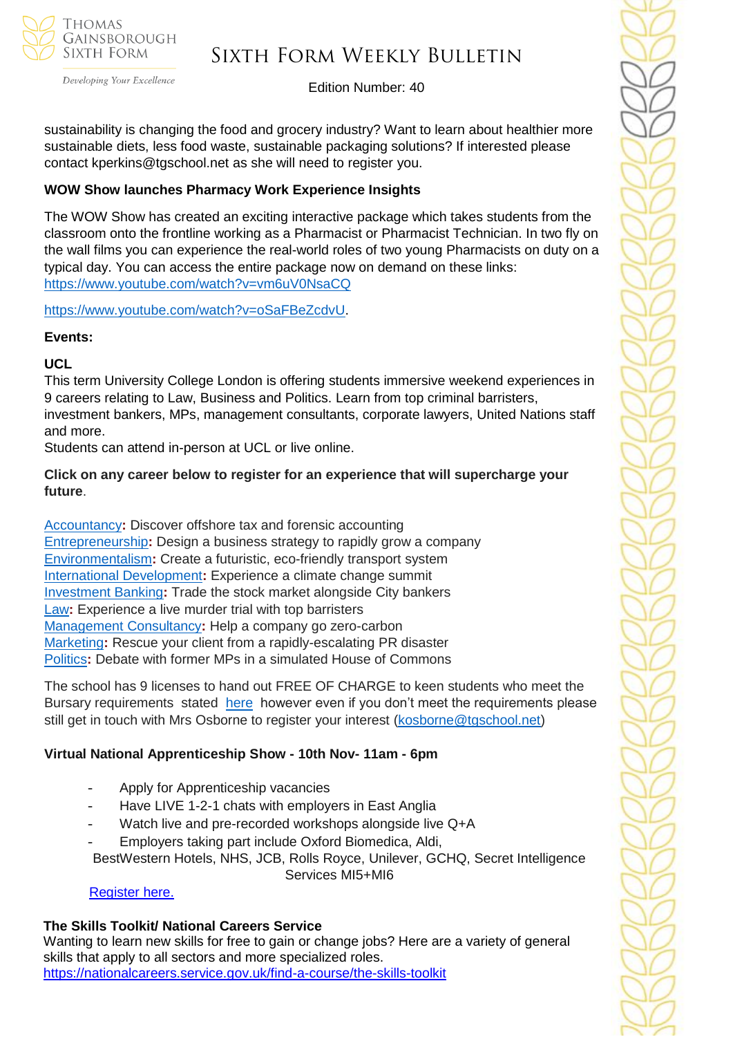sustainability is changing the food and grocery industry? Want to learn about healthier more sustainable diets, less food waste, sustainable packaging solutions? If interested please contact kperkins@tgschool.net as she will need to register you.

**WOW Show launches Pharmacy Work Experience Insights**

The WOW Show has created an exciting interactive package which takes students from the classroom onto the frontline working as a Pharmacist or Pharmacist Technician. In two fly on the wall films you can experience the real-world roles of two young Pharmacists on duty on a typical day. You can access the entire package now on demand on these links: https://www.youtube.com/watch?v=vm6uV0NsaCQ

https://www.youtube.com/watch?v=oSaFBeZcdvU.

**Events:**

**UCL**

This term University College London is offering students immersive weekend experiences in 9 careers relating to Law, Business and Politics. Learn from top criminal barristers, investment bankers, MPs, management consultants, corporate lawyers, United Nations staff and more.

Students can attend in-person at UCL or live online.

**Click on any career below to register for an experience that will supercharge your future**.

Accountancy**:** Discover offshore tax and forensic accounting
Entrepreneurship**:** Design a business strategy to rapidly grow a company
Environmentalism**:** Create a futuristic, eco-friendly transport system
International Development**:** Experience a climate change summit
Investment Banking**:** Trade the stock market alongside City bankers
Law**:** Experience a live murder trial with top barristers
Management Consultancy**:** Help a company go zero-carbon
Marketing**:** Rescue your client from a rapidly-escalating PR disaster
Politics**:** Debate with former MPs in a simulated House of Commons

The school has 9 licenses to hand out FREE OF CHARGE to keen students who meet the Bursary requirements stated here however even if you don't meet the requirements please still get in touch with Mrs Osborne to register your interest (kosborne@tgschool.net)

**Virtual National Apprenticeship Show - 10th Nov- 11am - 6pm**

- Apply for Apprenticeship vacancies
- Have LIVE 1-2-1 chats with employers in East Anglia
- Watch live and pre-recorded workshops alongside live Q+A
- Employers taking part include Oxford Biomedica, Aldi, BestWestern Hotels, NHS, JCB, Rolls Royce, Unilever, GCHQ, Secret Intelligence Services MI5+MI6

Register here.

**The Skills Toolkit/ National Careers Service**

Wanting to learn new skills for free to gain or change jobs? Here are a variety of general skills that apply to all sectors and more specialized roles.
https://nationalcareers.service.gov.uk/find-a-course/the-skills-toolkit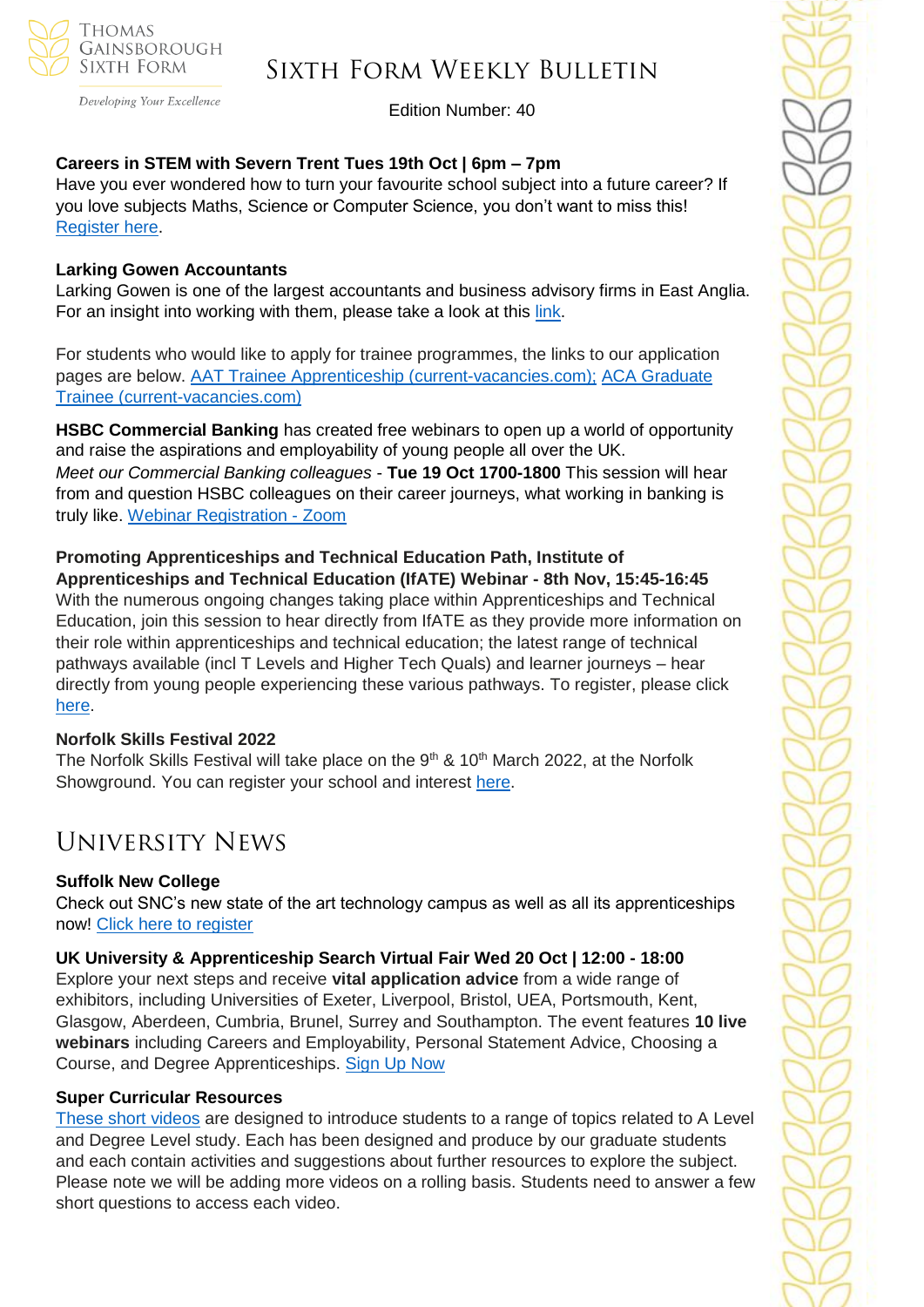**Careers in STEM with Severn Trent Tues 19th Oct | 6pm – 7pm**
Have you ever wondered how to turn your favourite school subject into a future career? If you love subjects Maths, Science or Computer Science, you don't want to miss this! Register here.

**Larking Gowen Accountants**
Larking Gowen is one of the largest accountants and business advisory firms in East Anglia. For an insight into working with them, please take a look at this link.

For students who would like to apply for trainee programmes, the links to our application pages are below. AAT Trainee Apprenticeship (current-vacancies.com); ACA Graduate Trainee (current-vacancies.com)

**HSBC Commercial Banking** has created free webinars to open up a world of opportunity and raise the aspirations and employability of young people all over the UK.
*Meet our Commercial Banking colleagues* - **Tue 19 Oct 1700-1800** This session will hear from and question HSBC colleagues on their career journeys, what working in banking is truly like. Webinar Registration - Zoom

**Promoting Apprenticeships and Technical Education Path, Institute of Apprenticeships and Technical Education (IfATE) Webinar - 8th Nov, 15:45-16:45**
With the numerous ongoing changes taking place within Apprenticeships and Technical Education, join this session to hear directly from IfATE as they provide more information on their role within apprenticeships and technical education; the latest range of technical pathways available (incl T Levels and Higher Tech Quals) and learner journeys – hear directly from young people experiencing these various pathways. To register, please click here.

**Norfolk Skills Festival 2022**
The Norfolk Skills Festival will take place on the 9th & 10th March 2022, at the Norfolk Showground. You can register your school and interest here.

# University News

**Suffolk New College**
Check out SNC's new state of the art technology campus as well as all its apprenticeships now! Click here to register

**UK University & Apprenticeship Search Virtual Fair Wed 20 Oct | 12:00 - 18:00**
Explore your next steps and receive **vital application advice** from a wide range of exhibitors, including Universities of Exeter, Liverpool, Bristol, UEA, Portsmouth, Kent, Glasgow, Aberdeen, Cumbria, Brunel, Surrey and Southampton. The event features **10 live webinars** including Careers and Employability, Personal Statement Advice, Choosing a Course, and Degree Apprenticeships. Sign Up Now

**Super Curricular Resources**
These short videos are designed to introduce students to a range of topics related to A Level and Degree Level study. Each has been designed and produce by our graduate students and each contain activities and suggestions about further resources to explore the subject. Please note we will be adding more videos on a rolling basis. Students need to answer a few short questions to access each video.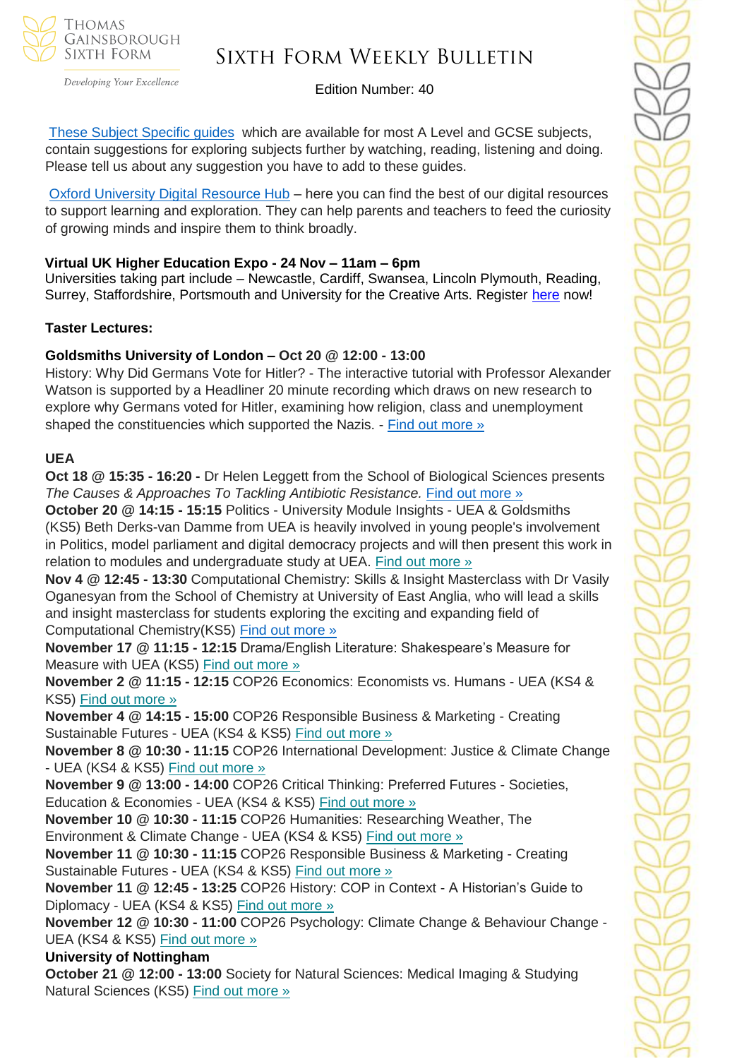These Subject Specific guides which are available for most A Level and GCSE subjects, contain suggestions for exploring subjects further by watching, reading, listening and doing. Please tell us about any suggestion you have to add to these guides.

Oxford University Digital Resource Hub – here you can find the best of our digital resources to support learning and exploration. They can help parents and teachers to feed the curiosity of growing minds and inspire them to think broadly.

**Virtual UK Higher Education Expo - 24 Nov – 11am – 6pm**
Universities taking part include – Newcastle, Cardiff, Swansea, Lincoln Plymouth, Reading, Surrey, Staffordshire, Portsmouth and University for the Creative Arts. Register here now!

**Taster Lectures:**

**Goldsmiths University of London – Oct 20 @ 12:00 - 13:00**
History: Why Did Germans Vote for Hitler? - The interactive tutorial with Professor Alexander Watson is supported by a Headliner 20 minute recording which draws on new research to explore why Germans voted for Hitler, examining how religion, class and unemployment shaped the constituencies which supported the Nazis. - Find out more »

**UEA**

**Oct 18 @ 15:35 - 16:20 -** Dr Helen Leggett from the School of Biological Sciences presents *The Causes & Approaches To Tackling Antibiotic Resistance.* Find out more »

**October 20 @ 14:15 - 15:15** Politics - University Module Insights - UEA & Goldsmiths (KS5) Beth Derks-van Damme from UEA is heavily involved in young people's involvement in Politics, model parliament and digital democracy projects and will then present this work in relation to modules and undergraduate study at UEA. Find out more »

**Nov 4 @ 12:45 - 13:30** Computational Chemistry: Skills & Insight Masterclass with Dr Vasily Oganesyan from the School of Chemistry at University of East Anglia, who will lead a skills and insight masterclass for students exploring the exciting and expanding field of Computational Chemistry(KS5) Find out more »

**November 17 @ 11:15 - 12:15** Drama/English Literature: Shakespeare's Measure for Measure with UEA (KS5) Find out more »

**November 2 @ 11:15 - 12:15** COP26 Economics: Economists vs. Humans - UEA (KS4 & KS5) Find out more »

**November 4 @ 14:15 - 15:00** COP26 Responsible Business & Marketing - Creating Sustainable Futures - UEA (KS4 & KS5) Find out more »

**November 8 @ 10:30 - 11:15** COP26 International Development: Justice & Climate Change - UEA (KS4 & KS5) Find out more »

**November 9 @ 13:00 - 14:00** COP26 Critical Thinking: Preferred Futures - Societies, Education & Economies - UEA (KS4 & KS5) Find out more »

**November 10 @ 10:30 - 11:15** COP26 Humanities: Researching Weather, The Environment & Climate Change - UEA (KS4 & KS5) Find out more »

**November 11 @ 10:30 - 11:15** COP26 Responsible Business & Marketing - Creating Sustainable Futures - UEA (KS4 & KS5) Find out more »

**November 11 @ 12:45 - 13:25** COP26 History: COP in Context - A Historian's Guide to Diplomacy - UEA (KS4 & KS5) Find out more »

**November 12 @ 10:30 - 11:00** COP26 Psychology: Climate Change & Behaviour Change - UEA (KS4 & KS5) Find out more »

**University of Nottingham**

**October 21 @ 12:00 - 13:00** Society for Natural Sciences: Medical Imaging & Studying Natural Sciences (KS5) Find out more »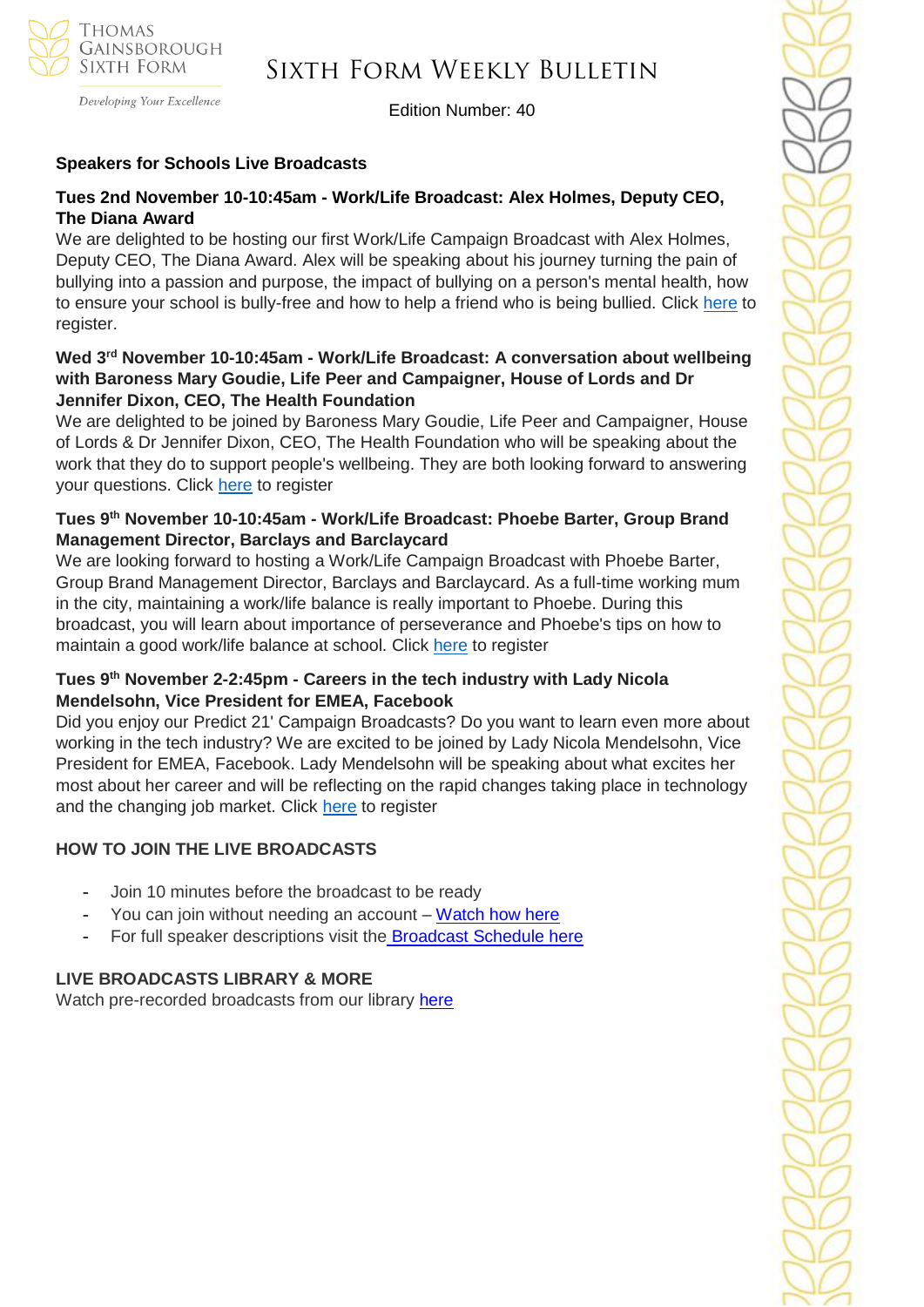### Speakers for Schools Live Broadcasts

**Tues 2nd November 10-10:45am - Work/Life Broadcast: Alex Holmes, Deputy CEO, The Diana Award**

We are delighted to be hosting our first Work/Life Campaign Broadcast with Alex Holmes, Deputy CEO, The Diana Award. Alex will be speaking about his journey turning the pain of bullying into a passion and purpose, the impact of bullying on a person's mental health, how to ensure your school is bully-free and how to help a friend who is being bullied. Click here to register.

**Wed 3rd November 10-10:45am - Work/Life Broadcast: A conversation about wellbeing with Baroness Mary Goudie, Life Peer and Campaigner, House of Lords and Dr Jennifer Dixon, CEO, The Health Foundation**

We are delighted to be joined by Baroness Mary Goudie, Life Peer and Campaigner, House of Lords & Dr Jennifer Dixon, CEO, The Health Foundation who will be speaking about the work that they do to support people's wellbeing. They are both looking forward to answering your questions. Click here to register

**Tues 9th November 10-10:45am - Work/Life Broadcast: Phoebe Barter, Group Brand Management Director, Barclays and Barclaycard**

We are looking forward to hosting a Work/Life Campaign Broadcast with Phoebe Barter, Group Brand Management Director, Barclays and Barclaycard. As a full-time working mum in the city, maintaining a work/life balance is really important to Phoebe. During this broadcast, you will learn about importance of perseverance and Phoebe's tips on how to maintain a good work/life balance at school. Click here to register

**Tues 9th November 2-2:45pm - Careers in the tech industry with Lady Nicola Mendelsohn, Vice President for EMEA, Facebook**

Did you enjoy our Predict 21' Campaign Broadcasts? Do you want to learn even more about working in the tech industry? We are excited to be joined by Lady Nicola Mendelsohn, Vice President for EMEA, Facebook. Lady Mendelsohn will be speaking about what excites her most about her career and will be reflecting on the rapid changes taking place in technology and the changing job market. Click here to register

### HOW TO JOIN THE LIVE BROADCASTS

- Join 10 minutes before the broadcast to be ready
- You can join without needing an account – Watch how here
- For full speaker descriptions visit the Broadcast Schedule here

### LIVE BROADCASTS LIBRARY & MORE

Watch pre-recorded broadcasts from our library here